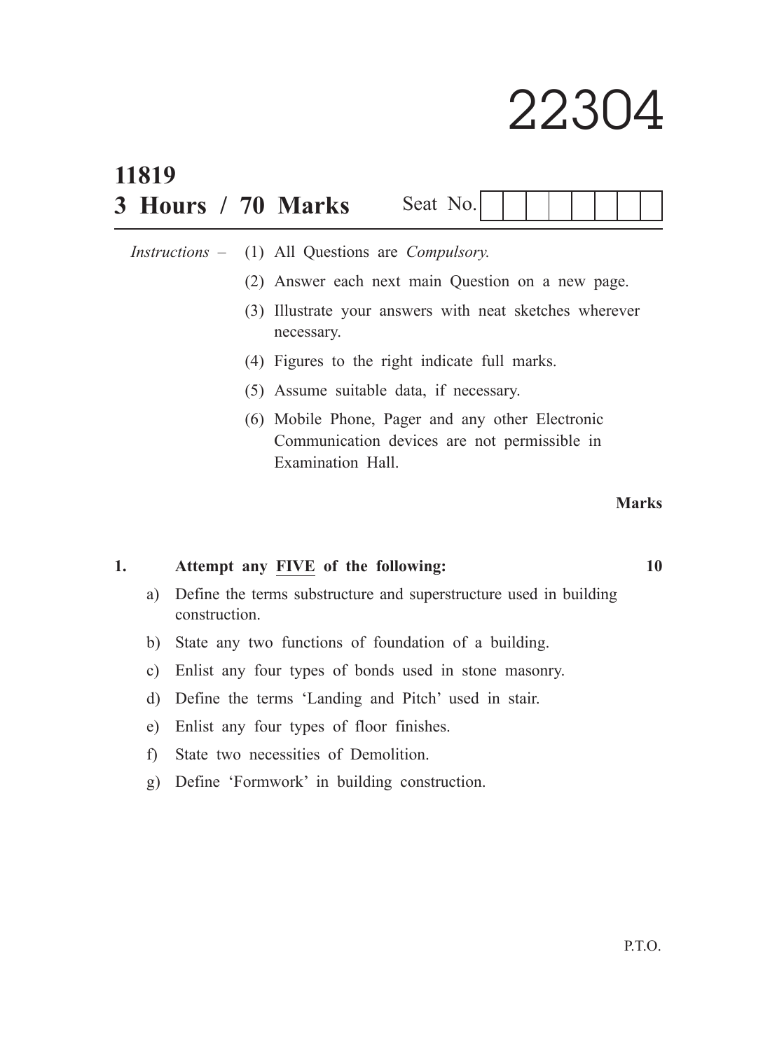# 22304

**11819**

**3 Hours / 70 Marks**

Seat No. | | | | | | | | |

*Instructions* – (1) All Questions are *Compulsory.*

(2) Answer each next main Question on a new page.

(3) Illustrate your answers with neat sketches wherever necessary.

(4) Figures to the right indicate full marks.

(5) Assume suitable data, if necessary.

(6) Mobile Phone, Pager and any other Electronic Communication devices are not permissible in Examination Hall.

**Marks**

**1. Attempt any FIVE of the following: 10**

a) Define the terms substructure and superstructure used in building construction.

b) State any two functions of foundation of a building.

c) Enlist any four types of bonds used in stone masonry.

d) Define the terms 'Landing and Pitch' used in stair.

e) Enlist any four types of floor finishes.

f) State two necessities of Demolition.

g) Define 'Formwork' in building construction.

P.T.O.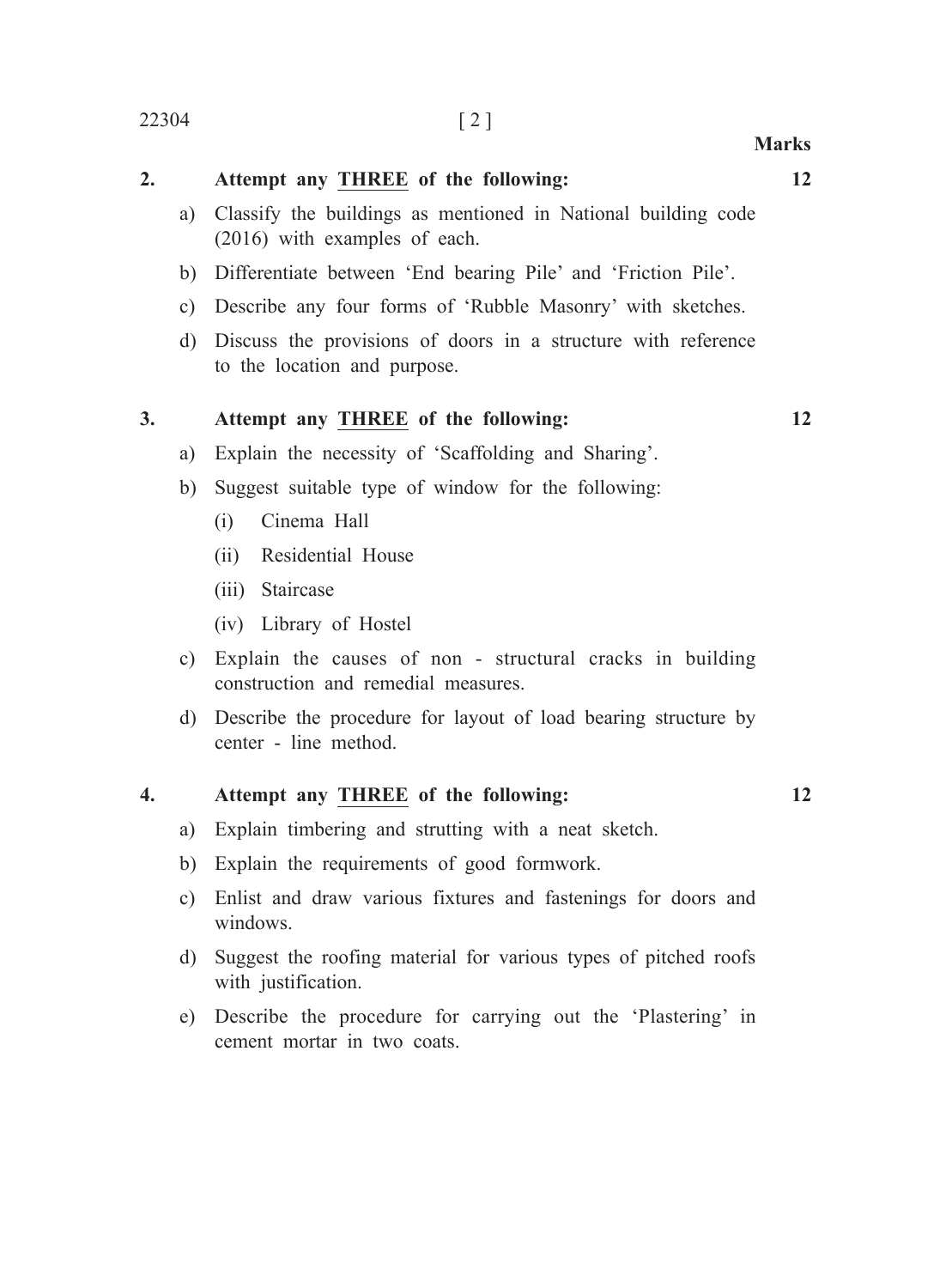**Marks**

**2. Attempt any THREE of the following:** **12**

a) Classify the buildings as mentioned in National building code (2016) with examples of each.

b) Differentiate between 'End bearing Pile' and 'Friction Pile'.

c) Describe any four forms of 'Rubble Masonry' with sketches.

d) Discuss the provisions of doors in a structure with reference to the location and purpose.

**3. Attempt any THREE of the following:** **12**

a) Explain the necessity of 'Scaffolding and Sharing'.

b) Suggest suitable type of window for the following:

   (i) Cinema Hall

   (ii) Residential House

   (iii) Staircase

   (iv) Library of Hostel

c) Explain the causes of non - structural cracks in building construction and remedial measures.

d) Describe the procedure for layout of load bearing structure by center - line method.

**4. Attempt any THREE of the following:** **12**

a) Explain timbering and strutting with a neat sketch.

b) Explain the requirements of good formwork.

c) Enlist and draw various fixtures and fastenings for doors and windows.

d) Suggest the roofing material for various types of pitched roofs with justification.

e) Describe the procedure for carrying out the 'Plastering' in cement mortar in two coats.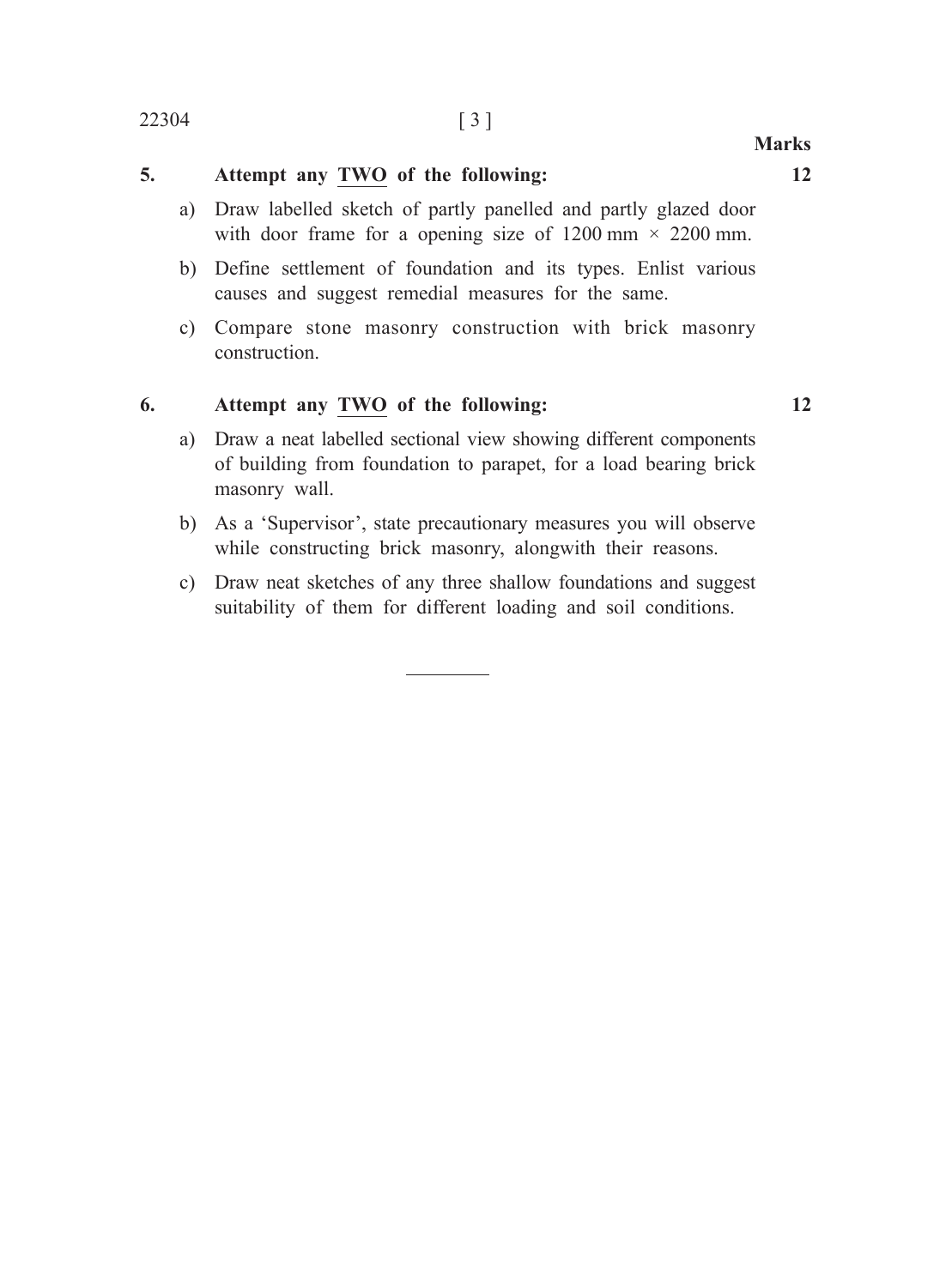**Marks**

**5. Attempt any TWO of the following: 12**

a) Draw labelled sketch of partly panelled and partly glazed door with door frame for a opening size of 1200 mm × 2200 mm.

b) Define settlement of foundation and its types. Enlist various causes and suggest remedial measures for the same.

c) Compare stone masonry construction with brick masonry construction.

**6. Attempt any TWO of the following: 12**

a) Draw a neat labelled sectional view showing different components of building from foundation to parapet, for a load bearing brick masonry wall.

b) As a 'Supervisor', state precautionary measures you will observe while constructing brick masonry, alongwith their reasons.

c) Draw neat sketches of any three shallow foundations and suggest suitability of them for different loading and soil conditions.